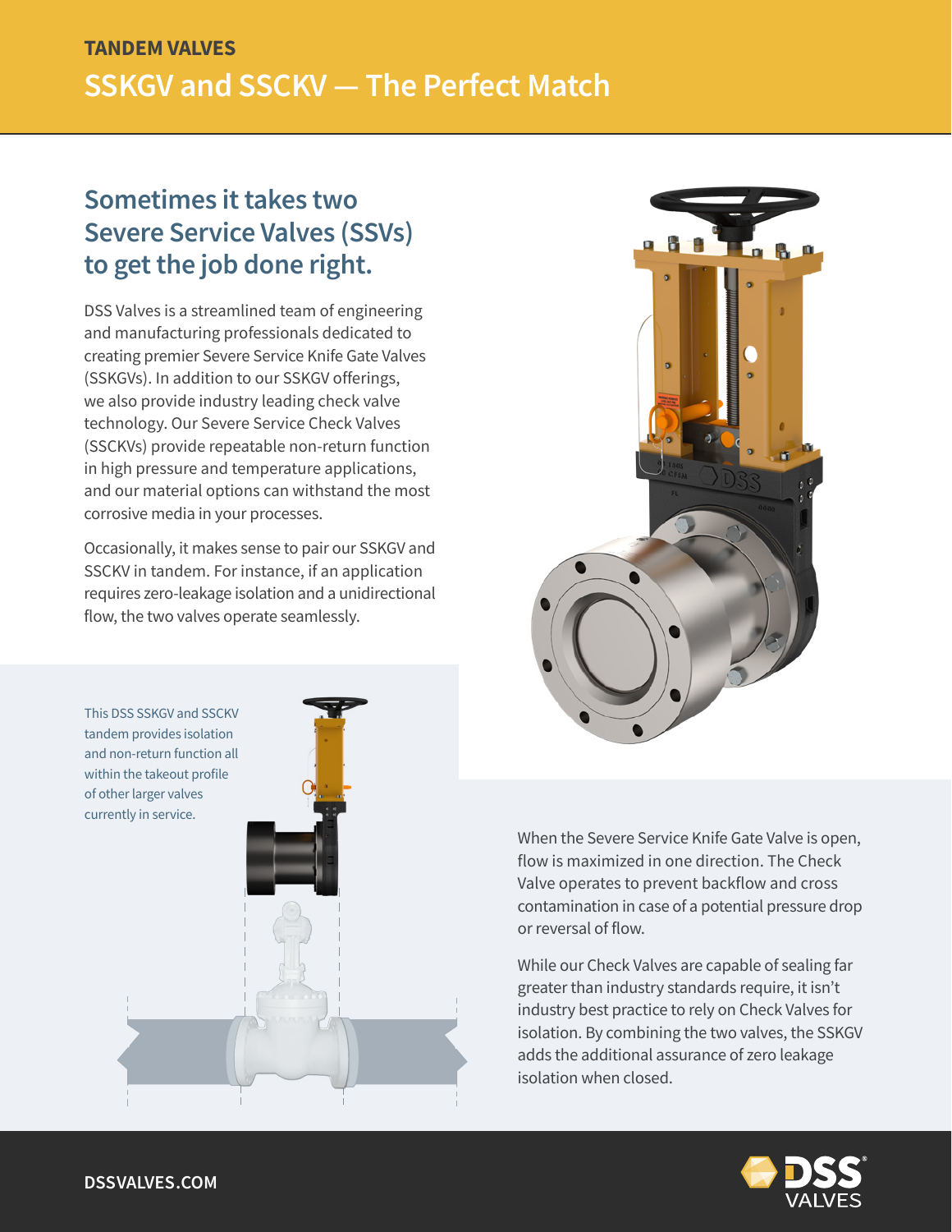TANDEM VALVES

# SSKGV and SSCKV — The Perfect Match

## Sometimes it takes two Severe Service Valves (SSVs) to get the job done right.

DSS Valves is a streamlined team of engineering and manufacturing professionals dedicated to creating premier Severe Service Knife Gate Valves (SSKGVs). In addition to our SSKGV offerings, we also provide industry leading check valve technology. Our Severe Service Check Valves (SSCKVs) provide repeatable non-return function in high pressure and temperature applications, and our material options can withstand the most corrosive media in your processes.

Occasionally, it makes sense to pair our SSKGV and SSCKV in tandem. For instance, if an application requires zero-leakage isolation and a unidirectional flow, the two valves operate seamlessly.

This DSS SSKGV and SSCKV tandem provides isolation and non-return function all within the takeout profile of other larger valves currently in service.

When the Severe Service Knife Gate Valve is open, flow is maximized in one direction. The Check Valve operates to prevent backflow and cross contamination in case of a potential pressure drop or reversal of flow.

While our Check Valves are capable of sealing far greater than industry standards require, it isn't industry best practice to rely on Check Valves for isolation. By combining the two valves, the SSKGV adds the additional assurance of zero leakage isolation when closed.

DSSVALVES.COM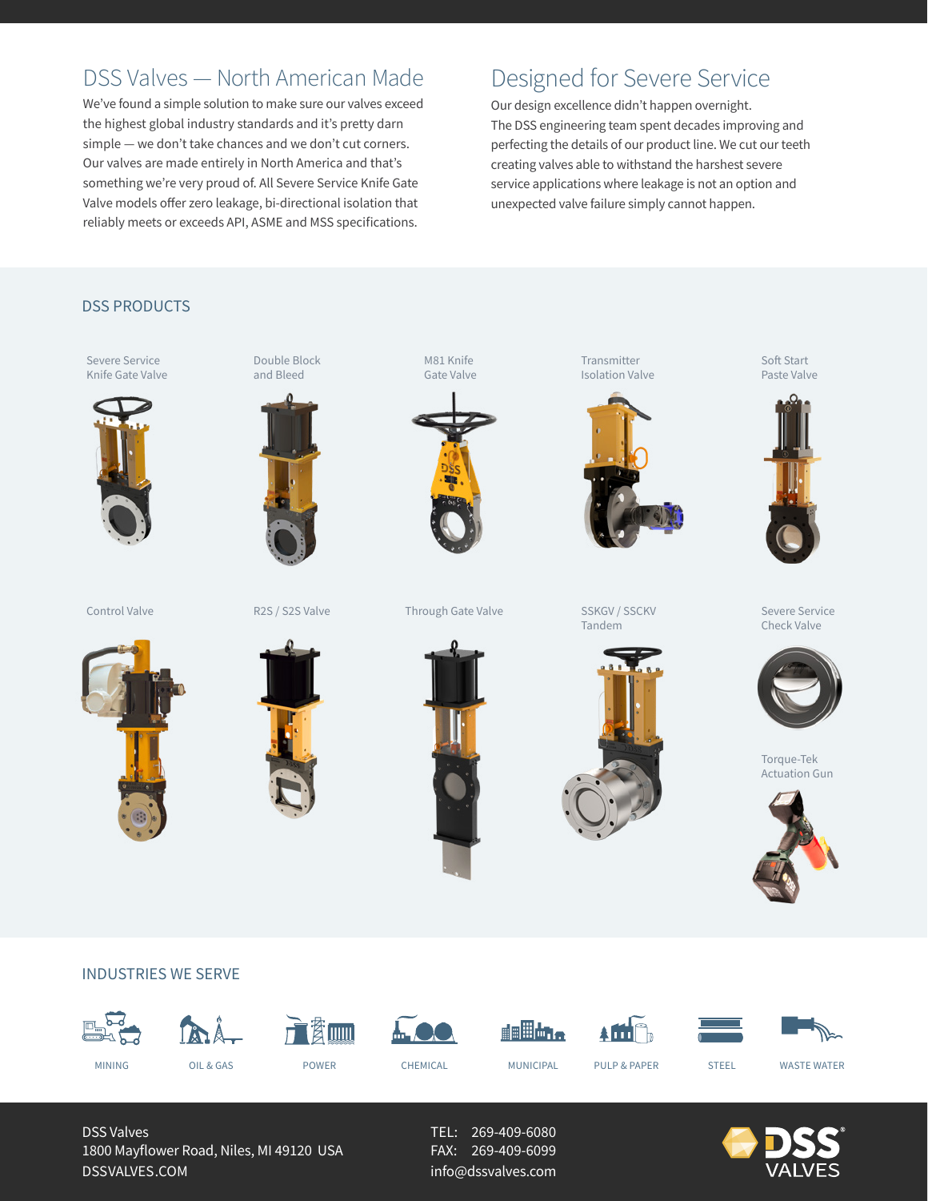## DSS Valves — North American Made

We've found a simple solution to make sure our valves exceed the highest global industry standards and it's pretty darn simple — we don't take chances and we don't cut corners. Our valves are made entirely in North America and that's something we're very proud of. All Severe Service Knife Gate Valve models offer zero leakage, bi-directional isolation that reliably meets or exceeds API, ASME and MSS specifications.

## Designed for Severe Service

Our design excellence didn't happen overnight. The DSS engineering team spent decades improving and perfecting the details of our product line. We cut our teeth creating valves able to withstand the harshest severe service applications where leakage is not an option and unexpected valve failure simply cannot happen.

## DSS PRODUCTS

Severe Service Knife Gate Valve

Double Block and Bleed

M81 Knife Gate Valve

Transmitter Isolation Valve

Soft Start Paste Valve

Control Valve

R2S / S2S Valve

Through Gate Valve

SSKGV / SSCKV Tandem

Severe Service Check Valve

Torque-Tek Actuation Gun

## INDUSTRIES WE SERVE

MINING

OIL & GAS

POWER

CHEMICAL

MUNICIPAL

PULP & PAPER

STEEL

WASTE WATER

DSS Valves
1800 Mayflower Road, Niles, MI 49120 USA
DSSVALVES.COM

TEL: 269-409-6080
FAX: 269-409-6099
info@dssvalves.com

DSS® VALVES